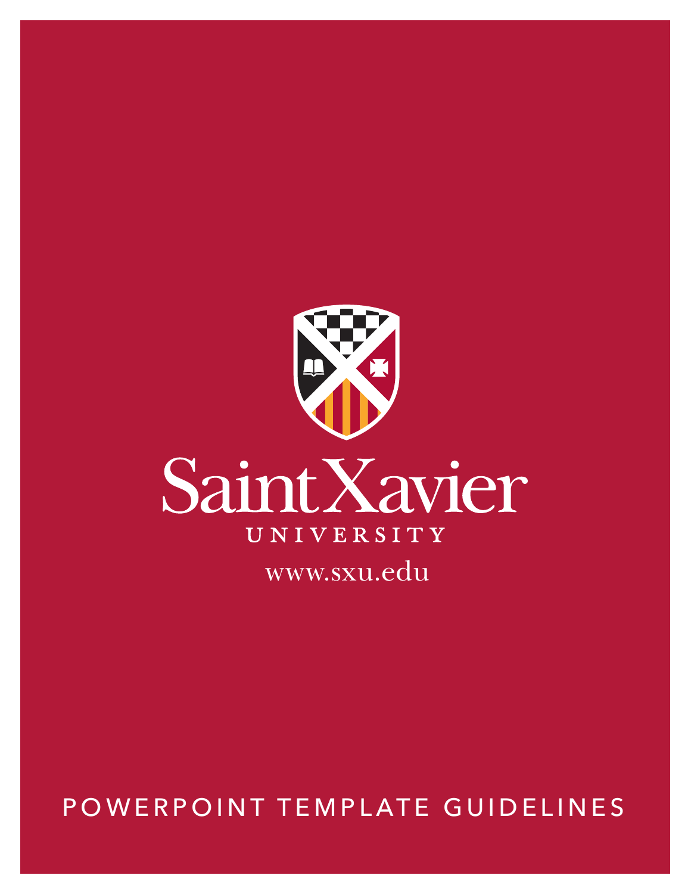Saint Xavier

UNIVERSITY

www.sxu.edu

# POWERPOINT TEMPLATE GUIDELINES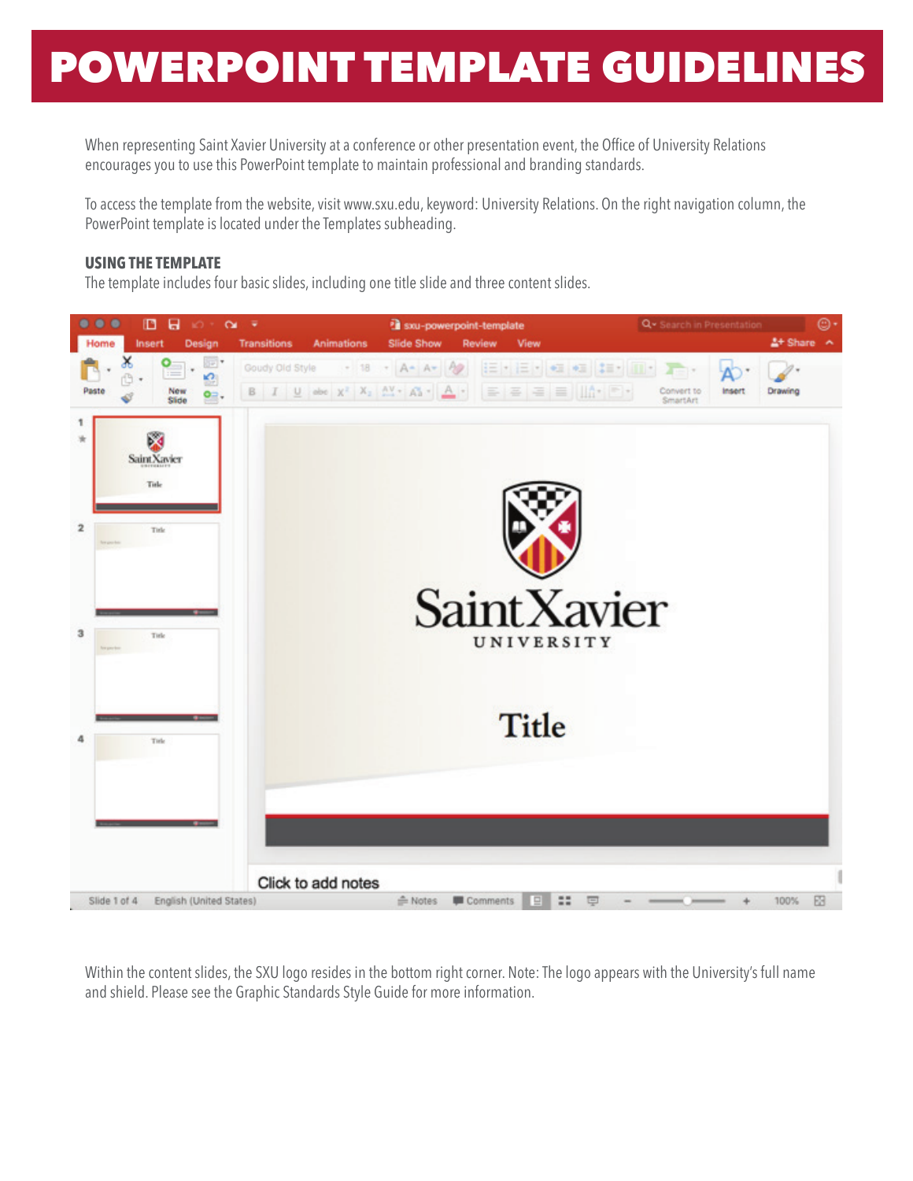# POWERPOINT TEMPLATE GUIDELINES

When representing Saint Xavier University at a conference or other presentation event, the Office of University Relations encourages you to use this PowerPoint template to maintain professional and branding standards.

To access the template from the website, visit www.sxu.edu, keyword: University Relations. On the right navigation column, the PowerPoint template is located under the Templates subheading.

**USING THE TEMPLATE**

The template includes four basic slides, including one title slide and three content slides.

Within the content slides, the SXU logo resides in the bottom right corner. Note: The logo appears with the University's full name and shield. Please see the Graphic Standards Style Guide for more information.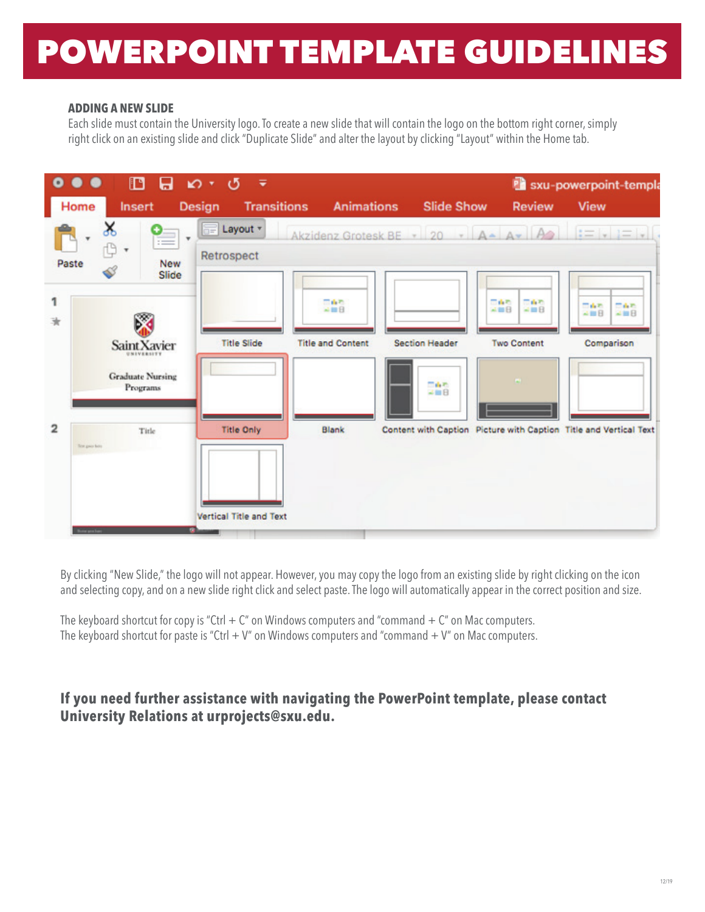# POWERPOINT TEMPLATE GUIDELINES

**ADDING A NEW SLIDE**

Each slide must contain the University logo. To create a new slide that will contain the logo on the bottom right corner, simply right click on an existing slide and click "Duplicate Slide" and alter the layout by clicking "Layout" within the Home tab.

By clicking "New Slide," the logo will not appear. However, you may copy the logo from an existing slide by right clicking on the icon and selecting copy, and on a new slide right click and select paste. The logo will automatically appear in the correct position and size.

The keyboard shortcut for copy is "Ctrl + C" on Windows computers and "command + C" on Mac computers.
The keyboard shortcut for paste is "Ctrl + V" on Windows computers and "command + V" on Mac computers.

**If you need further assistance with navigating the PowerPoint template, please contact University Relations at urprojects@sxu.edu.**